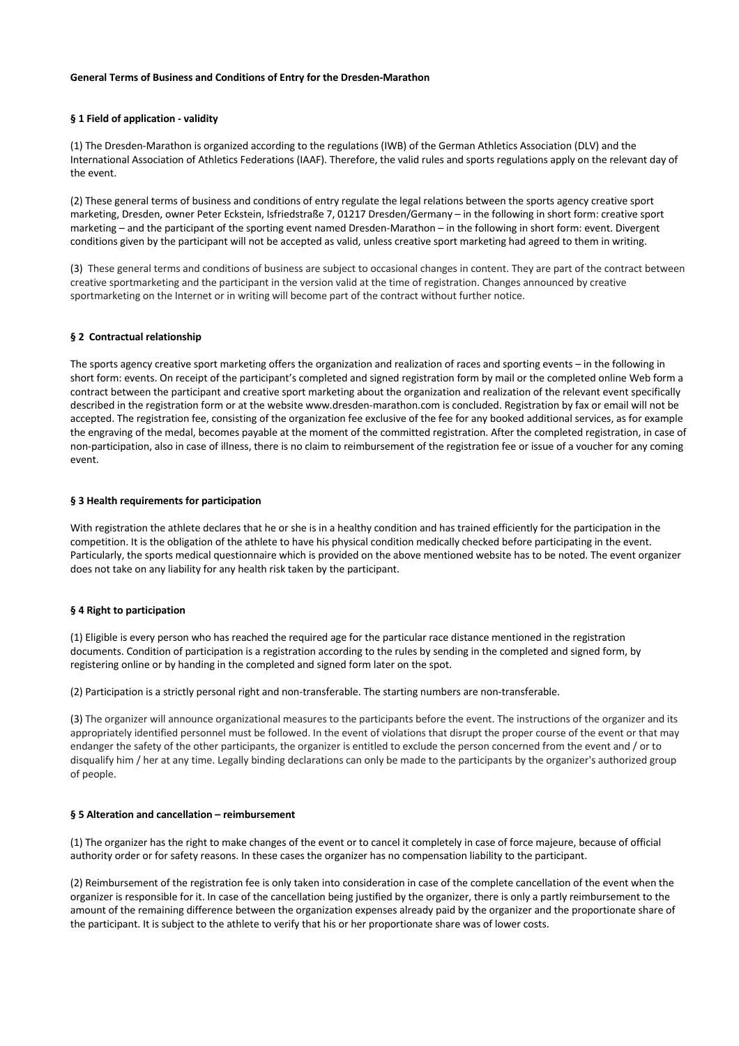# General Terms of Business and Conditions of Entry for the Dresden-Marathon

## § 1 Field of application - validity

(1) The Dresden-Marathon is organized according to the regulations (IWB) of the German Athletics Association (DLV) and the International Association of Athletics Federations (IAAF). Therefore, the valid rules and sports regulations apply on the relevant day of the event.

(2) These general terms of business and conditions of entry regulate the legal relations between the sports agency creative sport marketing, Dresden, owner Peter Eckstein, Isfriedstraße 7, 01217 Dresden/Germany – in the following in short form: creative sport marketing – and the participant of the sporting event named Dresden-Marathon – in the following in short form: event. Divergent conditions given by the participant will not be accepted as valid, unless creative sport marketing had agreed to them in writing.

(3) These general terms and conditions of business are subject to occasional changes in content. They are part of the contract between creative sportmarketing and the participant in the version valid at the time of registration. Changes announced by creative sportmarketing on the Internet or in writing will become part of the contract without further notice.

## § 2 Contractual relationship

The sports agency creative sport marketing offers the organization and realization of races and sporting events – in the following in short form: events. On receipt of the participant's completed and signed registration form by mail or the completed online Web form a contract between the participant and creative sport marketing about the organization and realization of the relevant event specifically described in the registration form or at the website www.dresden-marathon.com is concluded. Registration by fax or email will not be accepted. The registration fee, consisting of the organization fee exclusive of the fee for any booked additional services, as for example the engraving of the medal, becomes payable at the moment of the committed registration. After the completed registration, in case of non-participation, also in case of illness, there is no claim to reimbursement of the registration fee or issue of a voucher for any coming event.

## § 3 Health requirements for participation

With registration the athlete declares that he or she is in a healthy condition and has trained efficiently for the participation in the competition. It is the obligation of the athlete to have his physical condition medically checked before participating in the event. Particularly, the sports medical questionnaire which is provided on the above mentioned website has to be noted. The event organizer does not take on any liability for any health risk taken by the participant.

## § 4 Right to participation

(1) Eligible is every person who has reached the required age for the particular race distance mentioned in the registration documents. Condition of participation is a registration according to the rules by sending in the completed and signed form, by registering online or by handing in the completed and signed form later on the spot.

(2) Participation is a strictly personal right and non-transferable. The starting numbers are non-transferable.

(3) The organizer will announce organizational measures to the participants before the event. The instructions of the organizer and its appropriately identified personnel must be followed. In the event of violations that disrupt the proper course of the event or that may endanger the safety of the other participants, the organizer is entitled to exclude the person concerned from the event and / or to disqualify him / her at any time. Legally binding declarations can only be made to the participants by the organizer's authorized group of people.

## § 5 Alteration and cancellation – reimbursement

(1) The organizer has the right to make changes of the event or to cancel it completely in case of force majeure, because of official authority order or for safety reasons. In these cases the organizer has no compensation liability to the participant.

(2) Reimbursement of the registration fee is only taken into consideration in case of the complete cancellation of the event when the organizer is responsible for it. In case of the cancellation being justified by the organizer, there is only a partly reimbursement to the amount of the remaining difference between the organization expenses already paid by the organizer and the proportionate share of the participant. It is subject to the athlete to verify that his or her proportionate share was of lower costs.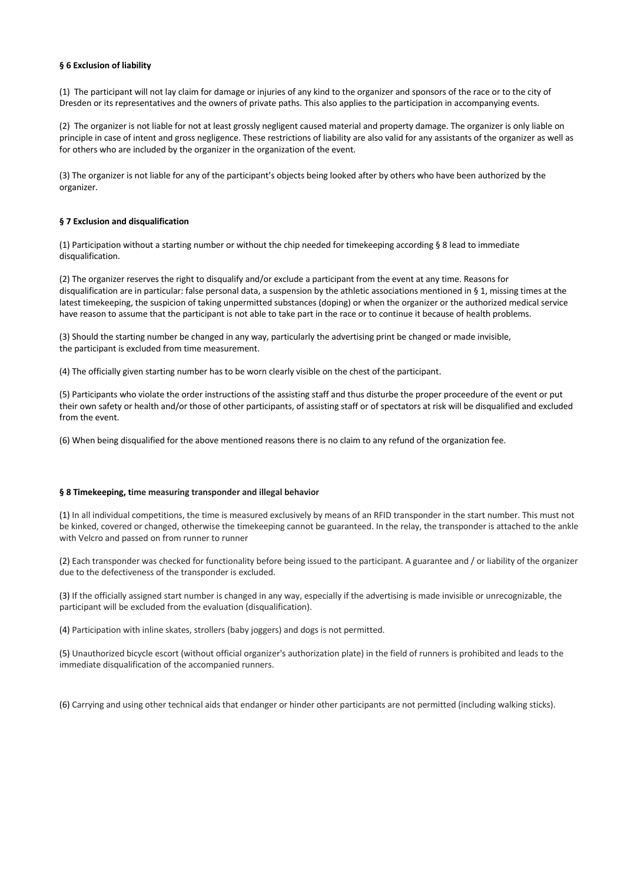**§ 6 Exclusion of liability**

(1) The participant will not lay claim for damage or injuries of any kind to the organizer and sponsors of the race or to the city of Dresden or its representatives and the owners of private paths. This also applies to the participation in accompanying events.

(2) The organizer is not liable for not at least grossly negligent caused material and property damage. The organizer is only liable on principle in case of intent and gross negligence. These restrictions of liability are also valid for any assistants of the organizer as well as for others who are included by the organizer in the organization of the event.

(3) The organizer is not liable for any of the participant's objects being looked after by others who have been authorized by the organizer.

**§ 7 Exclusion and disqualification**

(1) Participation without a starting number or without the chip needed for timekeeping according § 8 lead to immediate disqualification.

(2) The organizer reserves the right to disqualify and/or exclude a participant from the event at any time. Reasons for disqualification are in particular: false personal data, a suspension by the athletic associations mentioned in § 1, missing times at the latest timekeeping, the suspicion of taking unpermitted substances (doping) or when the organizer or the authorized medical service have reason to assume that the participant is not able to take part in the race or to continue it because of health problems.

(3) Should the starting number be changed in any way, particularly the advertising print be changed or made invisible, the participant is excluded from time measurement.

(4) The officially given starting number has to be worn clearly visible on the chest of the participant.

(5) Participants who violate the order instructions of the assisting staff and thus disturb the proper proceedure of the event or put their own safety or health and/or those of other participants, of assisting staff or of spectators at risk will be disqualified and excluded from the event.

(6) When being disqualified for the above mentioned reasons there is no claim to any refund of the organization fee.

**§ 8 Timekeeping, time measuring transponder and illegal behavior**

(1) In all individual competitions, the time is measured exclusively by means of an RFID transponder in the start number. This must not be kinked, covered or changed, otherwise the timekeeping cannot be guaranteed. In the relay, the transponder is attached to the ankle with Velcro and passed on from runner to runner

(2) Each transponder was checked for functionality before being issued to the participant. A guarantee and / or liability of the organizer due to the defectiveness of the transponder is excluded.

(3) If the officially assigned start number is changed in any way, especially if the advertising is made invisible or unrecognizable, the participant will be excluded from the evaluation (disqualification).

(4) Participation with inline skates, strollers (baby joggers) and dogs is not permitted.

(5) Unauthorized bicycle escort (without official organizer's authorization plate) in the field of runners is prohibited and leads to the immediate disqualification of the accompanied runners.

(6) Carrying and using other technical aids that endanger or hinder other participants are not permitted (including walking sticks).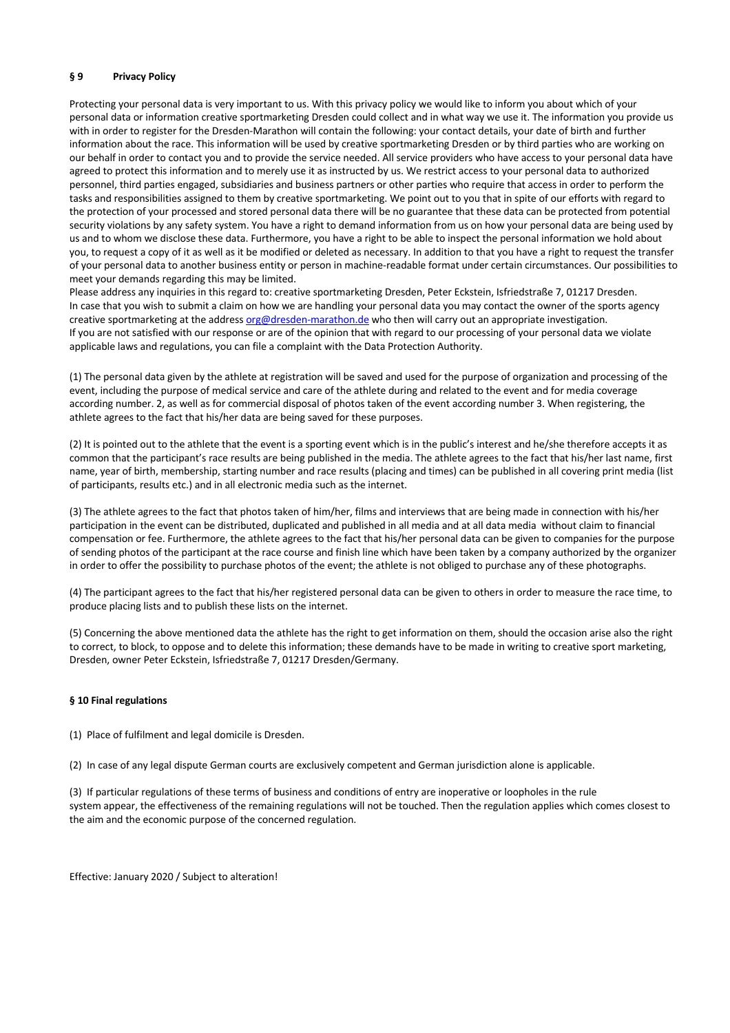## § 9 Privacy Policy

Protecting your personal data is very important to us. With this privacy policy we would like to inform you about which of your personal data or information creative sportmarketing Dresden could collect and in what way we use it. The information you provide us with in order to register for the Dresden-Marathon will contain the following: your contact details, your date of birth and further information about the race. This information will be used by creative sportmarketing Dresden or by third parties who are working on our behalf in order to contact you and to provide the service needed. All service providers who have access to your personal data have agreed to protect this information and to merely use it as instructed by us. We restrict access to your personal data to authorized personnel, third parties engaged, subsidiaries and business partners or other parties who require that access in order to perform the tasks and responsibilities assigned to them by creative sportmarketing. We point out to you that in spite of our efforts with regard to the protection of your processed and stored personal data there will be no guarantee that these data can be protected from potential security violations by any safety system. You have a right to demand information from us on how your personal data are being used by us and to whom we disclose these data. Furthermore, you have a right to be able to inspect the personal information we hold about you, to request a copy of it as well as it be modified or deleted as necessary. In addition to that you have a right to request the transfer of your personal data to another business entity or person in machine-readable format under certain circumstances. Our possibilities to meet your demands regarding this may be limited.

Please address any inquiries in this regard to: creative sportmarketing Dresden, Peter Eckstein, Isfriedstraße 7, 01217 Dresden.
In case that you wish to submit a claim on how we are handling your personal data you may contact the owner of the sports agency creative sportmarketing at the address org@dresden-marathon.de who then will carry out an appropriate investigation.
If you are not satisfied with our response or are of the opinion that with regard to our processing of your personal data we violate applicable laws and regulations, you can file a complaint with the Data Protection Authority.

(1) The personal data given by the athlete at registration will be saved and used for the purpose of organization and processing of the event, including the purpose of medical service and care of the athlete during and related to the event and for media coverage according number. 2, as well as for commercial disposal of photos taken of the event according number 3. When registering, the athlete agrees to the fact that his/her data are being saved for these purposes.

(2) It is pointed out to the athlete that the event is a sporting event which is in the public's interest and he/she therefore accepts it as common that the participant's race results are being published in the media. The athlete agrees to the fact that his/her last name, first name, year of birth, membership, starting number and race results (placing and times) can be published in all covering print media (list of participants, results etc.) and in all electronic media such as the internet.

(3) The athlete agrees to the fact that photos taken of him/her, films and interviews that are being made in connection with his/her participation in the event can be distributed, duplicated and published in all media and at all data media without claim to financial compensation or fee. Furthermore, the athlete agrees to the fact that his/her personal data can be given to companies for the purpose of sending photos of the participant at the race course and finish line which have been taken by a company authorized by the organizer in order to offer the possibility to purchase photos of the event; the athlete is not obliged to purchase any of these photographs.

(4) The participant agrees to the fact that his/her registered personal data can be given to others in order to measure the race time, to produce placing lists and to publish these lists on the internet.

(5) Concerning the above mentioned data the athlete has the right to get information on them, should the occasion arise also the right to correct, to block, to oppose and to delete this information; these demands have to be made in writing to creative sport marketing, Dresden, owner Peter Eckstein, Isfriedstraße 7, 01217 Dresden/Germany.

## § 10 Final regulations

(1) Place of fulfilment and legal domicile is Dresden.

(2) In case of any legal dispute German courts are exclusively competent and German jurisdiction alone is applicable.

(3) If particular regulations of these terms of business and conditions of entry are inoperative or loopholes in the rule system appear, the effectiveness of the remaining regulations will not be touched. Then the regulation applies which comes closest to the aim and the economic purpose of the concerned regulation.

Effective: January 2020 / Subject to alteration!